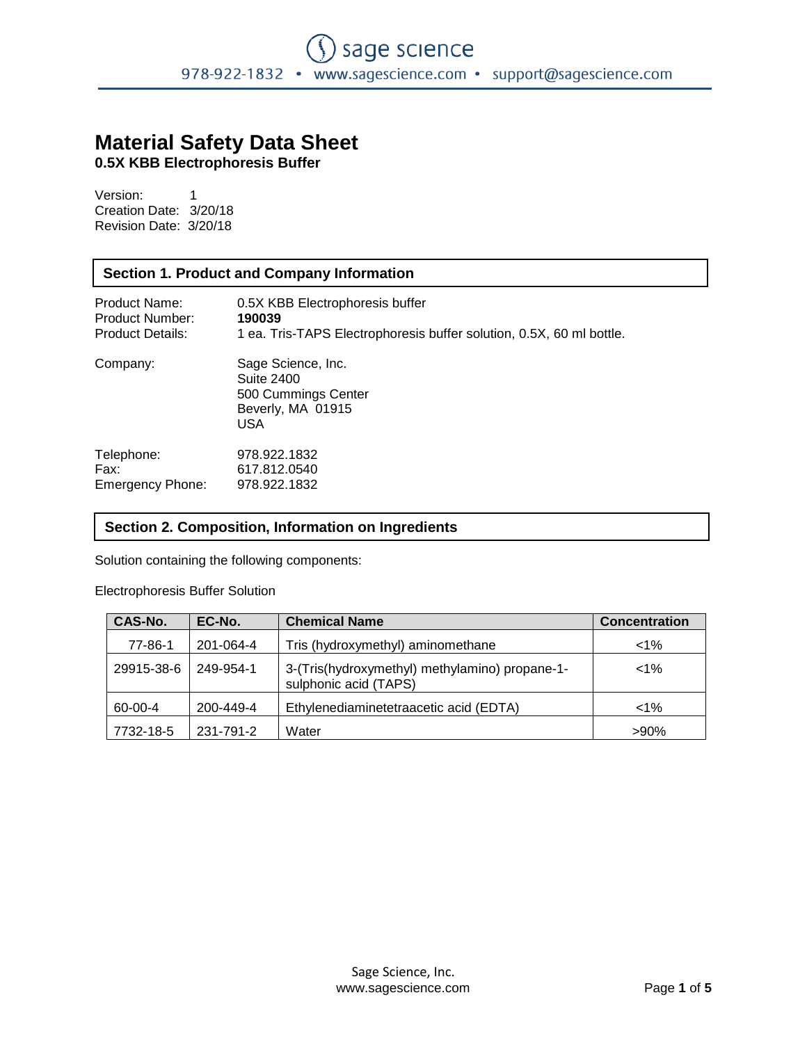# Material Safety Data Sheet

**0.5X KBB Electrophoresis Buffer**

Version: 1
Creation Date: 3/20/18
Revision Date: 3/20/18

## Section 1. Product and Company Information

Product Name: 0.5X KBB Electrophoresis buffer
Product Number: **190039**
Product Details: 1 ea. Tris-TAPS Electrophoresis buffer solution, 0.5X, 60 ml bottle.

Company: Sage Science, Inc.
Suite 2400
500 Cummings Center
Beverly, MA 01915
USA

Telephone: 978.922.1832
Fax: 617.812.0540
Emergency Phone: 978.922.1832

## Section 2. Composition, Information on Ingredients

Solution containing the following components:

Electrophoresis Buffer Solution

| CAS-No. | EC-No. | Chemical Name | Concentration |
|---|---|---|---|
| 77-86-1 | 201-064-4 | Tris (hydroxymethyl) aminomethane | <1% |
| 29915-38-6 | 249-954-1 | 3-(Tris(hydroxymethyl) methylamino) propane-1-sulphonic acid (TAPS) | <1% |
| 60-00-4 | 200-449-4 | Ethylenediaminetetraacetic acid (EDTA) | <1% |
| 7732-18-5 | 231-791-2 | Water | >90% |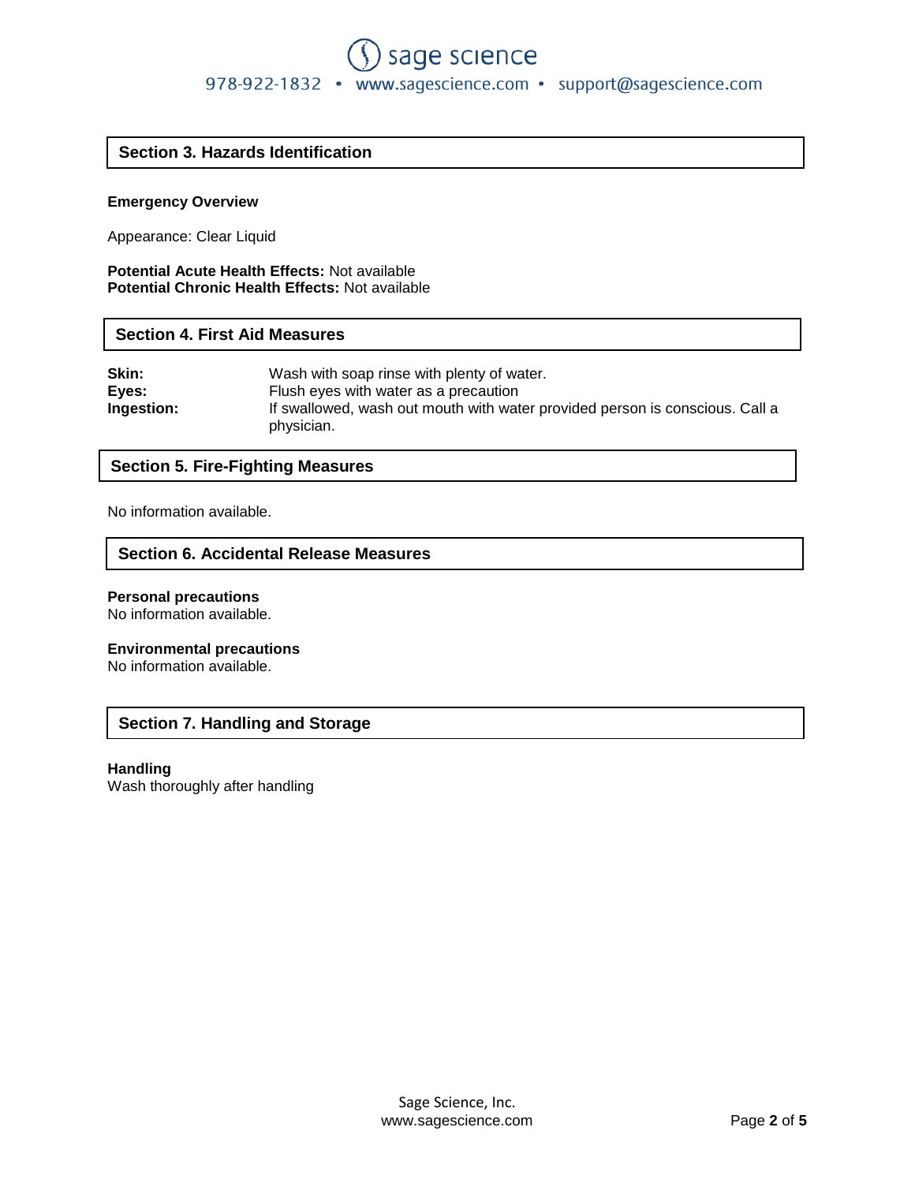## Section 3. Hazards Identification

**Emergency Overview**

Appearance: Clear Liquid

**Potential Acute Health Effects:** Not available
**Potential Chronic Health Effects:** Not available

## Section 4. First Aid Measures

| | |
|---|---|
| **Skin:** | Wash with soap rinse with plenty of water. |
| **Eyes:** | Flush eyes with water as a precaution |
| **Ingestion:** | If swallowed, wash out mouth with water provided person is conscious. Call a physician. |

## Section 5. Fire-Fighting Measures

No information available.

## Section 6. Accidental Release Measures

**Personal precautions**
No information available.

**Environmental precautions**
No information available.

## Section 7. Handling and Storage

**Handling**
Wash thoroughly after handling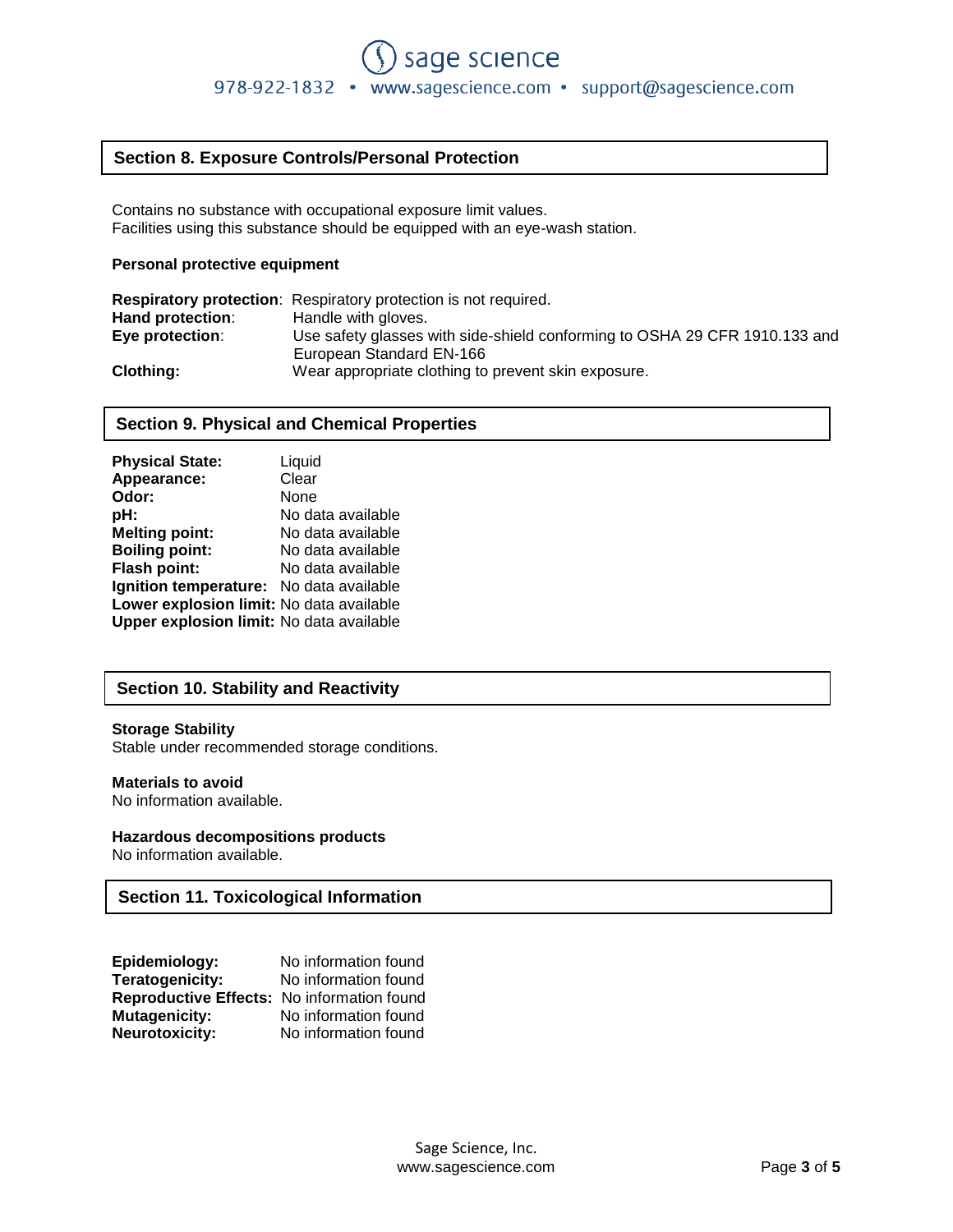## Section 8. Exposure Controls/Personal Protection

Contains no substance with occupational exposure limit values.
Facilities using this substance should be equipped with an eye-wash station.

**Personal protective equipment**

**Respiratory protection**: Respiratory protection is not required.
**Hand protection**: Handle with gloves.
**Eye protection**: Use safety glasses with side-shield conforming to OSHA 29 CFR 1910.133 and European Standard EN-166
**Clothing:** Wear appropriate clothing to prevent skin exposure.

## Section 9. Physical and Chemical Properties

**Physical State:** Liquid
**Appearance:** Clear
**Odor:** None
**pH:** No data available
**Melting point:** No data available
**Boiling point:** No data available
**Flash point:** No data available
**Ignition temperature:** No data available
**Lower explosion limit:** No data available
**Upper explosion limit:** No data available

## Section 10. Stability and Reactivity

**Storage Stability**
Stable under recommended storage conditions.

**Materials to avoid**
No information available.

**Hazardous decompositions products**
No information available.

## Section 11. Toxicological Information

**Epidemiology:** No information found
**Teratogenicity:** No information found
**Reproductive Effects:** No information found
**Mutagenicity:** No information found
**Neurotoxicity:** No information found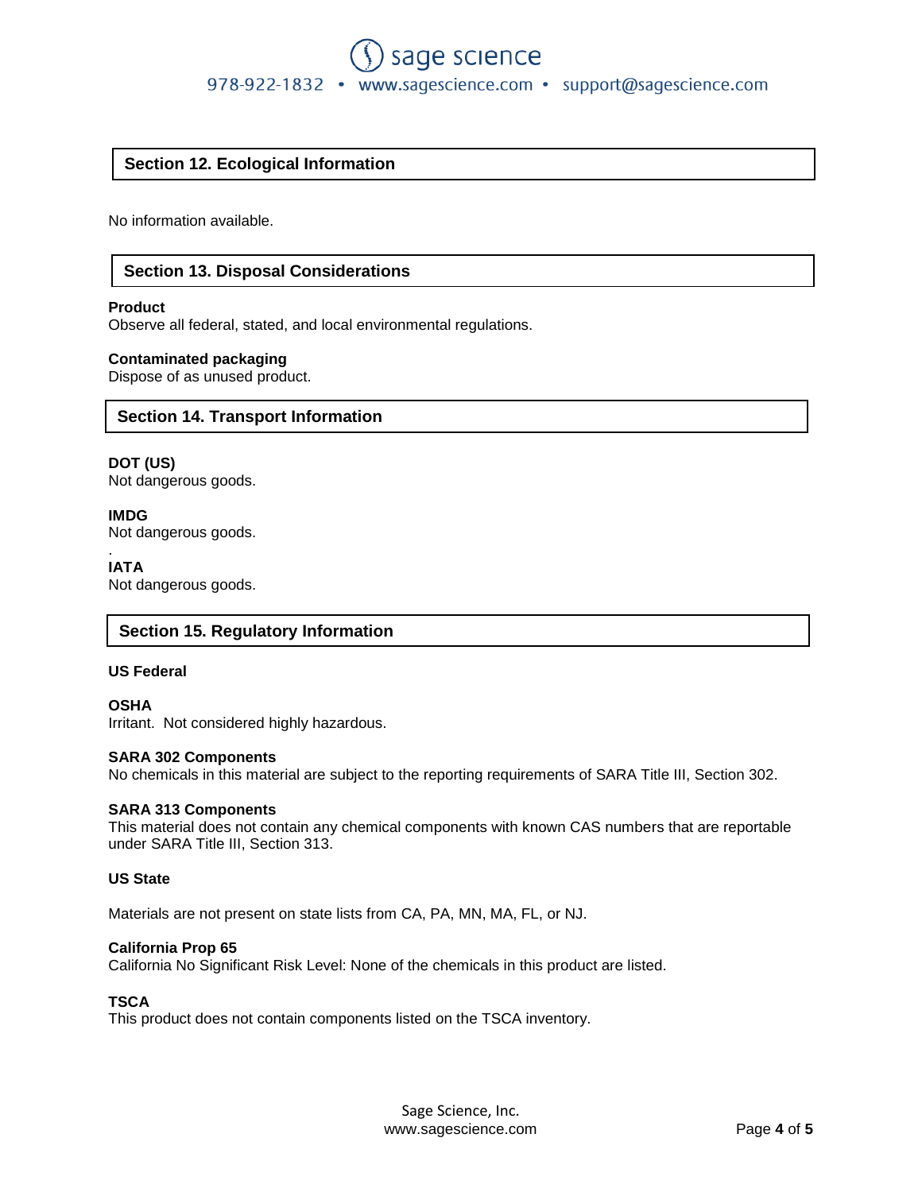## Section 12. Ecological Information

No information available.

## Section 13. Disposal Considerations

**Product**
Observe all federal, stated, and local environmental regulations.

**Contaminated packaging**
Dispose of as unused product.

## Section 14. Transport Information

**DOT (US)**
Not dangerous goods.

**IMDG**
Not dangerous goods.

**IATA**
Not dangerous goods.

## Section 15. Regulatory Information

**US Federal**

**OSHA**
Irritant. Not considered highly hazardous.

**SARA 302 Components**
No chemicals in this material are subject to the reporting requirements of SARA Title III, Section 302.

**SARA 313 Components**
This material does not contain any chemical components with known CAS numbers that are reportable under SARA Title III, Section 313.

**US State**

Materials are not present on state lists from CA, PA, MN, MA, FL, or NJ.

**California Prop 65**
California No Significant Risk Level: None of the chemicals in this product are listed.

**TSCA**
This product does not contain components listed on the TSCA inventory.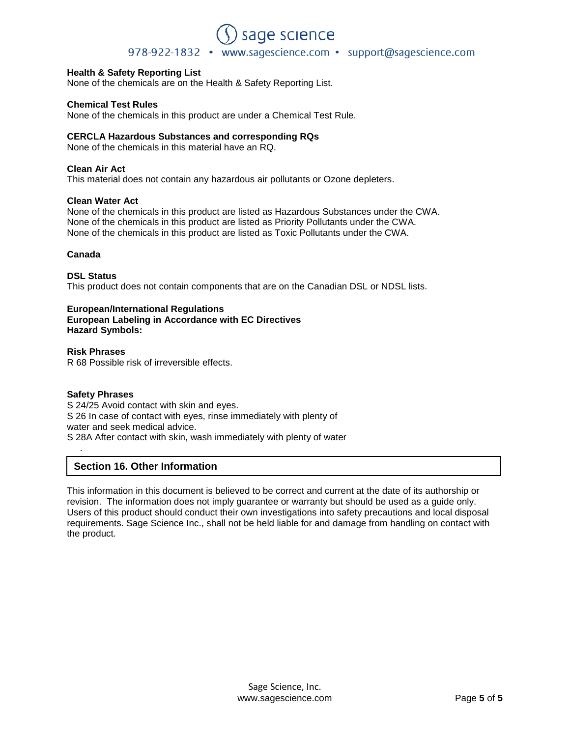**Health & Safety Reporting List**
None of the chemicals are on the Health & Safety Reporting List.

**Chemical Test Rules**
None of the chemicals in this product are under a Chemical Test Rule.

**CERCLA Hazardous Substances and corresponding RQs**
None of the chemicals in this material have an RQ.

**Clean Air Act**
This material does not contain any hazardous air pollutants or Ozone depleters.

**Clean Water Act**
None of the chemicals in this product are listed as Hazardous Substances under the CWA.
None of the chemicals in this product are listed as Priority Pollutants under the CWA.
None of the chemicals in this product are listed as Toxic Pollutants under the CWA.

**Canada**

**DSL Status**
This product does not contain components that are on the Canadian DSL or NDSL lists.

**European/International Regulations**
**European Labeling in Accordance with EC Directives**
**Hazard Symbols:**

**Risk Phrases**
R 68 Possible risk of irreversible effects.

**Safety Phrases**
S 24/25 Avoid contact with skin and eyes.
S 26 In case of contact with eyes, rinse immediately with plenty of water and seek medical advice.
S 28A After contact with skin, wash immediately with plenty of water
.

## Section 16. Other Information

This information in this document is believed to be correct and current at the date of its authorship or revision. The information does not imply guarantee or warranty but should be used as a guide only. Users of this product should conduct their own investigations into safety precautions and local disposal requirements. Sage Science Inc., shall not be held liable for and damage from handling on contact with the product.